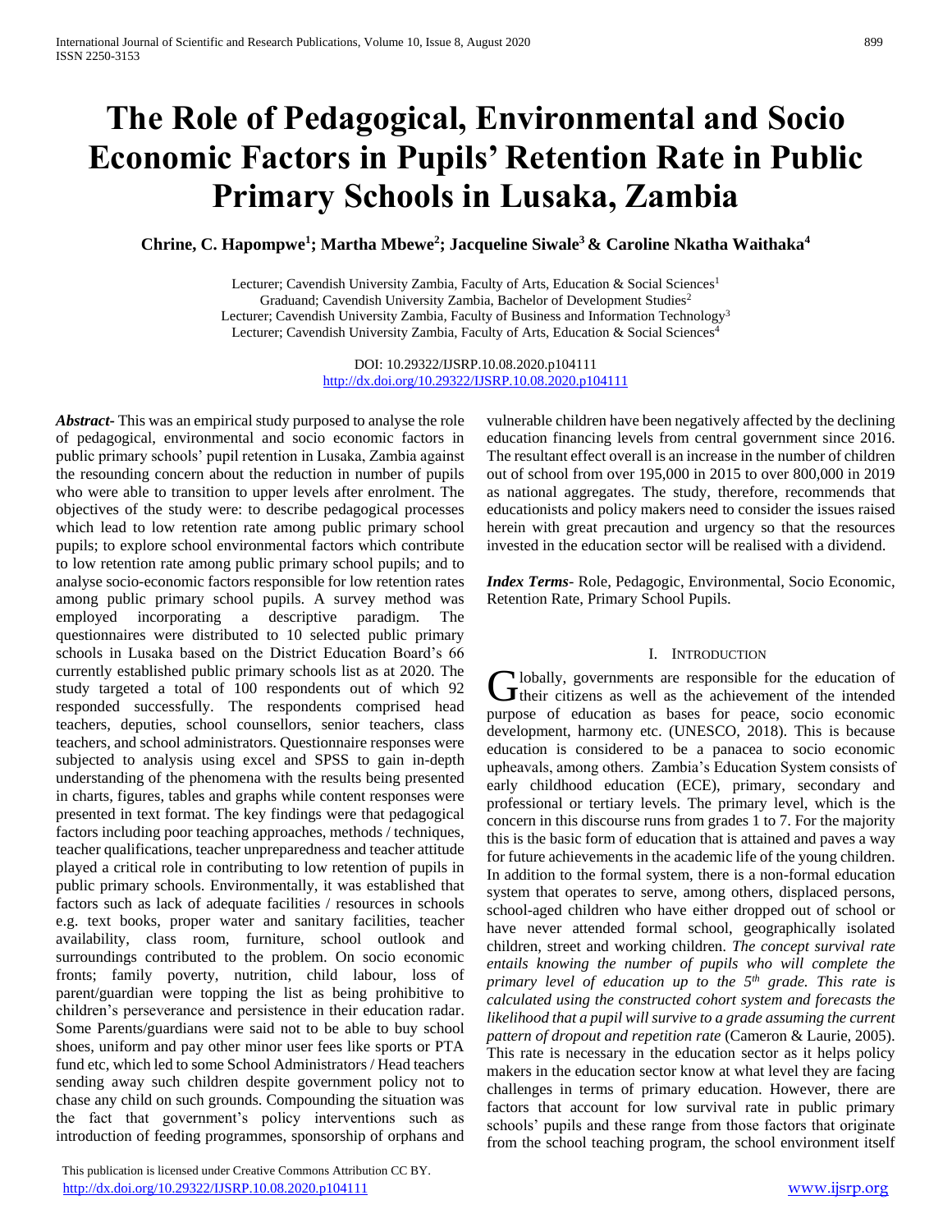# The Role of Pedagogical, Environmental and Socio Economic Factors in Pupils' Retention Rate in Public Primary Schools in Lusaka, Zambia

**Chrine, C. Hapompwe[1]; Martha Mbewe[2]; Jacqueline Siwale[3] & Caroline Nkatha Waithaka[4]**

Lecturer; Cavendish University Zambia, Faculty of Arts, Education & Social Sciences[1]
Graduand; Cavendish University Zambia, Bachelor of Development Studies[2]
Lecturer; Cavendish University Zambia, Faculty of Business and Information Technology[3]
Lecturer; Cavendish University Zambia, Faculty of Arts, Education & Social Sciences[4]

DOI: 10.29322/IJSRP.10.08.2020.p104111
http://dx.doi.org/10.29322/IJSRP.10.08.2020.p104111

***Abstract-*** This was an empirical study purposed to analyse the role of pedagogical, environmental and socio economic factors in public primary schools' pupil retention in Lusaka, Zambia against the resounding concern about the reduction in number of pupils who were able to transition to upper levels after enrolment. The objectives of the study were: to describe pedagogical processes which lead to low retention rate among public primary school pupils; to explore school environmental factors which contribute to low retention rate among public primary school pupils; and to analyse socio-economic factors responsible for low retention rates among public primary school pupils. A survey method was employed incorporating a descriptive paradigm. The questionnaires were distributed to 10 selected public primary schools in Lusaka based on the District Education Board's 66 currently established public primary schools list as at 2020. The study targeted a total of 100 respondents out of which 92 responded successfully. The respondents comprised head teachers, deputies, school counsellors, senior teachers, class teachers, and school administrators. Questionnaire responses were subjected to analysis using excel and SPSS to gain in-depth understanding of the phenomena with the results being presented in charts, figures, tables and graphs while content responses were presented in text format. The key findings were that pedagogical factors including poor teaching approaches, methods / techniques, teacher qualifications, teacher unpreparedness and teacher attitude played a critical role in contributing to low retention of pupils in public primary schools. Environmentally, it was established that factors such as lack of adequate facilities / resources in schools e.g. text books, proper water and sanitary facilities, teacher availability, class room, furniture, school outlook and surroundings contributed to the problem. On socio economic fronts; family poverty, nutrition, child labour, loss of parent/guardian were topping the list as being prohibitive to children's perseverance and persistence in their education radar. Some Parents/guardians were said not to be able to buy school shoes, uniform and pay other minor user fees like sports or PTA fund etc, which led to some School Administrators / Head teachers sending away such children despite government policy not to chase any child on such grounds. Compounding the situation was the fact that government's policy interventions such as introduction of feeding programmes, sponsorship of orphans and vulnerable children have been negatively affected by the declining education financing levels from central government since 2016. The resultant effect overall is an increase in the number of children out of school from over 195,000 in 2015 to over 800,000 in 2019 as national aggregates. The study, therefore, recommends that educationists and policy makers need to consider the issues raised herein with great precaution and urgency so that the resources invested in the education sector will be realised with a dividend.

***Index Terms****-* Role, Pedagogic, Environmental, Socio Economic, Retention Rate, Primary School Pupils.

## I. Introduction

Globally, governments are responsible for the education of their citizens as well as the achievement of the intended purpose of education as bases for peace, socio economic development, harmony etc. (UNESCO, 2018). This is because education is considered to be a panacea to socio economic upheavals, among others. Zambia's Education System consists of early childhood education (ECE), primary, secondary and professional or tertiary levels. The primary level, which is the concern in this discourse runs from grades 1 to 7. For the majority this is the basic form of education that is attained and paves a way for future achievements in the academic life of the young children. In addition to the formal system, there is a non-formal education system that operates to serve, among others, displaced persons, school-aged children who have either dropped out of school or have never attended formal school, geographically isolated children, street and working children. *The concept survival rate entails knowing the number of pupils who will complete the primary level of education up to the 5th grade. This rate is calculated using the constructed cohort system and forecasts the likelihood that a pupil will survive to a grade assuming the current pattern of dropout and repetition rate* (Cameron & Laurie, 2005). This rate is necessary in the education sector as it helps policy makers in the education sector know at what level they are facing challenges in terms of primary education. However, there are factors that account for low survival rate in public primary schools' pupils and these range from those factors that originate from the school teaching program, the school environment itself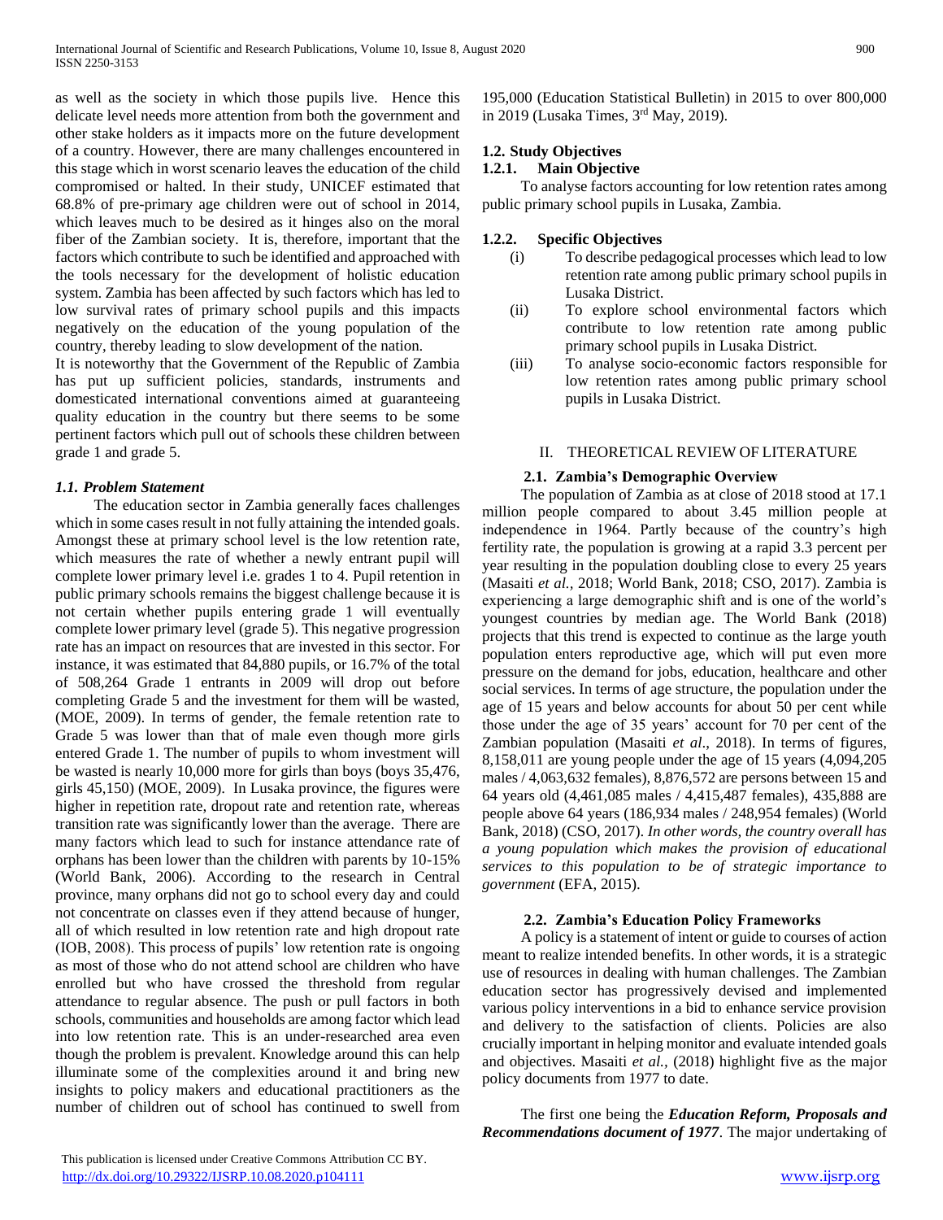as well as the society in which those pupils live. Hence this delicate level needs more attention from both the government and other stake holders as it impacts more on the future development of a country. However, there are many challenges encountered in this stage which in worst scenario leaves the education of the child compromised or halted. In their study, UNICEF estimated that 68.8% of pre-primary age children were out of school in 2014, which leaves much to be desired as it hinges also on the moral fiber of the Zambian society. It is, therefore, important that the factors which contribute to such be identified and approached with the tools necessary for the development of holistic education system. Zambia has been affected by such factors which has led to low survival rates of primary school pupils and this impacts negatively on the education of the young population of the country, thereby leading to slow development of the nation.

It is noteworthy that the Government of the Republic of Zambia has put up sufficient policies, standards, instruments and domesticated international conventions aimed at guaranteeing quality education in the country but there seems to be some pertinent factors which pull out of schools these children between grade 1 and grade 5.

### *1.1. Problem Statement*

The education sector in Zambia generally faces challenges which in some cases result in not fully attaining the intended goals. Amongst these at primary school level is the low retention rate, which measures the rate of whether a newly entrant pupil will complete lower primary level i.e. grades 1 to 4. Pupil retention in public primary schools remains the biggest challenge because it is not certain whether pupils entering grade 1 will eventually complete lower primary level (grade 5). This negative progression rate has an impact on resources that are invested in this sector. For instance, it was estimated that 84,880 pupils, or 16.7% of the total of 508,264 Grade 1 entrants in 2009 will drop out before completing Grade 5 and the investment for them will be wasted, (MOE, 2009). In terms of gender, the female retention rate to Grade 5 was lower than that of male even though more girls entered Grade 1. The number of pupils to whom investment will be wasted is nearly 10,000 more for girls than boys (boys 35,476, girls 45,150) (MOE, 2009). In Lusaka province, the figures were higher in repetition rate, dropout rate and retention rate, whereas transition rate was significantly lower than the average. There are many factors which lead to such for instance attendance rate of orphans has been lower than the children with parents by 10-15% (World Bank, 2006). According to the research in Central province, many orphans did not go to school every day and could not concentrate on classes even if they attend because of hunger, all of which resulted in low retention rate and high dropout rate (IOB, 2008). This process of pupils' low retention rate is ongoing as most of those who do not attend school are children who have enrolled but who have crossed the threshold from regular attendance to regular absence. The push or pull factors in both schools, communities and households are among factor which lead into low retention rate. This is an under-researched area even though the problem is prevalent. Knowledge around this can help illuminate some of the complexities around it and bring new insights to policy makers and educational practitioners as the number of children out of school has continued to swell from 195,000 (Education Statistical Bulletin) in 2015 to over 800,000 in 2019 (Lusaka Times, 3rd May, 2019).

### 1.2. Study Objectives

#### 1.2.1. Main Objective

To analyse factors accounting for low retention rates among public primary school pupils in Lusaka, Zambia.

#### 1.2.2. Specific Objectives

(i) To describe pedagogical processes which lead to low retention rate among public primary school pupils in Lusaka District.

(ii) To explore school environmental factors which contribute to low retention rate among public primary school pupils in Lusaka District.

(iii) To analyse socio-economic factors responsible for low retention rates among public primary school pupils in Lusaka District.

## II. THEORETICAL REVIEW OF LITERATURE

### 2.1. Zambia's Demographic Overview

The population of Zambia as at close of 2018 stood at 17.1 million people compared to about 3.45 million people at independence in 1964. Partly because of the country's high fertility rate, the population is growing at a rapid 3.3 percent per year resulting in the population doubling close to every 25 years (Masaiti *et al.,* 2018; World Bank, 2018; CSO, 2017). Zambia is experiencing a large demographic shift and is one of the world's youngest countries by median age. The World Bank (2018) projects that this trend is expected to continue as the large youth population enters reproductive age, which will put even more pressure on the demand for jobs, education, healthcare and other social services. In terms of age structure, the population under the age of 15 years and below accounts for about 50 per cent while those under the age of 35 years' account for 70 per cent of the Zambian population (Masaiti *et al*., 2018). In terms of figures, 8,158,011 are young people under the age of 15 years (4,094,205 males / 4,063,632 females), 8,876,572 are persons between 15 and 64 years old (4,461,085 males / 4,415,487 females), 435,888 are people above 64 years (186,934 males / 248,954 females) (World Bank, 2018) (CSO, 2017). *In other words, the country overall has a young population which makes the provision of educational services to this population to be of strategic importance to government* (EFA, 2015).

### 2.2. Zambia's Education Policy Frameworks

A policy is a statement of intent or guide to courses of action meant to realize intended benefits. In other words, it is a strategic use of resources in dealing with human challenges. The Zambian education sector has progressively devised and implemented various policy interventions in a bid to enhance service provision and delivery to the satisfaction of clients. Policies are also crucially important in helping monitor and evaluate intended goals and objectives. Masaiti *et al.,* (2018) highlight five as the major policy documents from 1977 to date.

The first one being the ***Education Reform, Proposals and Recommendations document of 1977***. The major undertaking of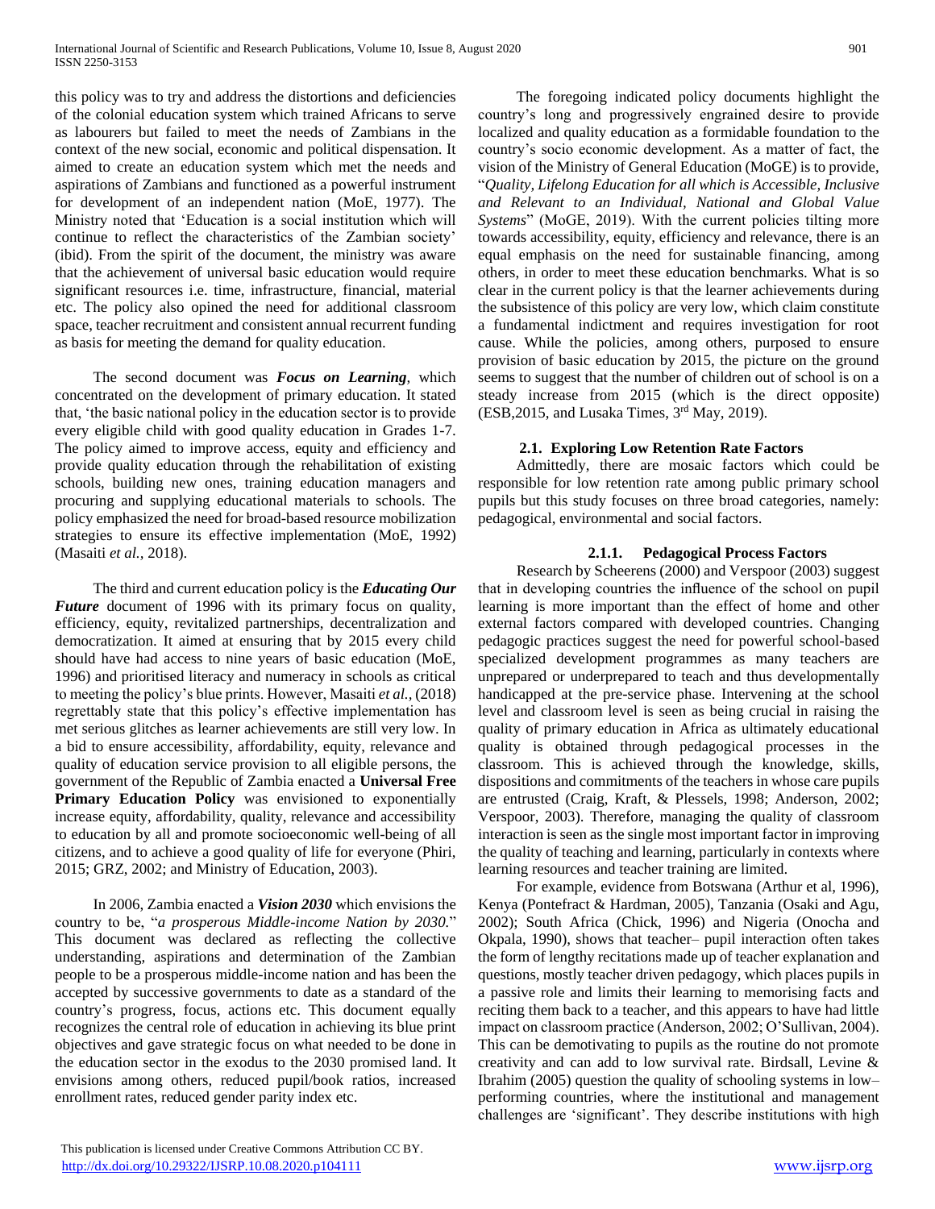this policy was to try and address the distortions and deficiencies of the colonial education system which trained Africans to serve as labourers but failed to meet the needs of Zambians in the context of the new social, economic and political dispensation. It aimed to create an education system which met the needs and aspirations of Zambians and functioned as a powerful instrument for development of an independent nation (MoE, 1977). The Ministry noted that 'Education is a social institution which will continue to reflect the characteristics of the Zambian society' (ibid). From the spirit of the document, the ministry was aware that the achievement of universal basic education would require significant resources i.e. time, infrastructure, financial, material etc. The policy also opined the need for additional classroom space, teacher recruitment and consistent annual recurrent funding as basis for meeting the demand for quality education.

The second document was ***Focus on Learning***, which concentrated on the development of primary education. It stated that, 'the basic national policy in the education sector is to provide every eligible child with good quality education in Grades 1-7. The policy aimed to improve access, equity and efficiency and provide quality education through the rehabilitation of existing schools, building new ones, training education managers and procuring and supplying educational materials to schools. The policy emphasized the need for broad-based resource mobilization strategies to ensure its effective implementation (MoE, 1992) (Masaiti *et al.,* 2018).

The third and current education policy is the ***Educating Our Future*** document of 1996 with its primary focus on quality, efficiency, equity, revitalized partnerships, decentralization and democratization. It aimed at ensuring that by 2015 every child should have had access to nine years of basic education (MoE, 1996) and prioritised literacy and numeracy in schools as critical to meeting the policy's blue prints. However, Masaiti *et al.,* (2018) regrettably state that this policy's effective implementation has met serious glitches as learner achievements are still very low. In a bid to ensure accessibility, affordability, equity, relevance and quality of education service provision to all eligible persons, the government of the Republic of Zambia enacted a **Universal Free Primary Education Policy** was envisioned to exponentially increase equity, affordability, quality, relevance and accessibility to education by all and promote socioeconomic well-being of all citizens, and to achieve a good quality of life for everyone (Phiri, 2015; GRZ, 2002; and Ministry of Education, 2003).

In 2006, Zambia enacted a ***Vision 2030*** which envisions the country to be, "*a prosperous Middle-income Nation by 2030.*" This document was declared as reflecting the collective understanding, aspirations and determination of the Zambian people to be a prosperous middle-income nation and has been the accepted by successive governments to date as a standard of the country's progress, focus, actions etc. This document equally recognizes the central role of education in achieving its blue print objectives and gave strategic focus on what needed to be done in the education sector in the exodus to the 2030 promised land. It envisions among others, reduced pupil/book ratios, increased enrollment rates, reduced gender parity index etc.

The foregoing indicated policy documents highlight the country's long and progressively engrained desire to provide localized and quality education as a formidable foundation to the country's socio economic development. As a matter of fact, the vision of the Ministry of General Education (MoGE) is to provide, "*Quality, Lifelong Education for all which is Accessible, Inclusive and Relevant to an Individual, National and Global Value Systems*" (MoGE, 2019). With the current policies tilting more towards accessibility, equity, efficiency and relevance, there is an equal emphasis on the need for sustainable financing, among others, in order to meet these education benchmarks. What is so clear in the current policy is that the learner achievements during the subsistence of this policy are very low, which claim constitute a fundamental indictment and requires investigation for root cause. While the policies, among others, purposed to ensure provision of basic education by 2015, the picture on the ground seems to suggest that the number of children out of school is on a steady increase from 2015 (which is the direct opposite) (ESB,2015, and Lusaka Times, 3rd May, 2019).

### 2.1. Exploring Low Retention Rate Factors

Admittedly, there are mosaic factors which could be responsible for low retention rate among public primary school pupils but this study focuses on three broad categories, namely: pedagogical, environmental and social factors.

#### 2.1.1. Pedagogical Process Factors

Research by Scheerens (2000) and Verspoor (2003) suggest that in developing countries the influence of the school on pupil learning is more important than the effect of home and other external factors compared with developed countries. Changing pedagogic practices suggest the need for powerful school-based specialized development programmes as many teachers are unprepared or underprepared to teach and thus developmentally handicapped at the pre-service phase. Intervening at the school level and classroom level is seen as being crucial in raising the quality of primary education in Africa as ultimately educational quality is obtained through pedagogical processes in the classroom. This is achieved through the knowledge, skills, dispositions and commitments of the teachers in whose care pupils are entrusted (Craig, Kraft, & Plessels, 1998; Anderson, 2002; Verspoor, 2003). Therefore, managing the quality of classroom interaction is seen as the single most important factor in improving the quality of teaching and learning, particularly in contexts where learning resources and teacher training are limited.

For example, evidence from Botswana (Arthur et al, 1996), Kenya (Pontefract & Hardman, 2005), Tanzania (Osaki and Agu, 2002); South Africa (Chick, 1996) and Nigeria (Onocha and Okpala, 1990), shows that teacher– pupil interaction often takes the form of lengthy recitations made up of teacher explanation and questions, mostly teacher driven pedagogy, which places pupils in a passive role and limits their learning to memorising facts and reciting them back to a teacher, and this appears to have had little impact on classroom practice (Anderson, 2002; O'Sullivan, 2004). This can be demotivating to pupils as the routine do not promote creativity and can add to low survival rate. Birdsall, Levine & Ibrahim (2005) question the quality of schooling systems in low–performing countries, where the institutional and management challenges are 'significant'. They describe institutions with high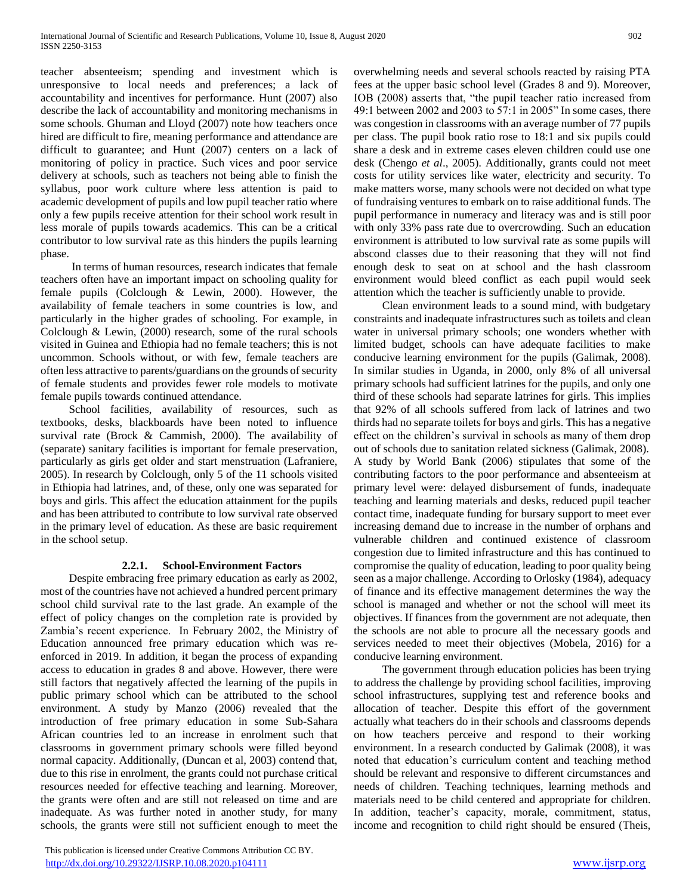teacher absenteeism; spending and investment which is unresponsive to local needs and preferences; a lack of accountability and incentives for performance. Hunt (2007) also describe the lack of accountability and monitoring mechanisms in some schools. Ghuman and Lloyd (2007) note how teachers once hired are difficult to fire, meaning performance and attendance are difficult to guarantee; and Hunt (2007) centers on a lack of monitoring of policy in practice. Such vices and poor service delivery at schools, such as teachers not being able to finish the syllabus, poor work culture where less attention is paid to academic development of pupils and low pupil teacher ratio where only a few pupils receive attention for their school work result in less morale of pupils towards academics. This can be a critical contributor to low survival rate as this hinders the pupils learning phase.

In terms of human resources, research indicates that female teachers often have an important impact on schooling quality for female pupils (Colclough & Lewin, 2000). However, the availability of female teachers in some countries is low, and particularly in the higher grades of schooling. For example, in Colclough & Lewin, (2000) research, some of the rural schools visited in Guinea and Ethiopia had no female teachers; this is not uncommon. Schools without, or with few, female teachers are often less attractive to parents/guardians on the grounds of security of female students and provides fewer role models to motivate female pupils towards continued attendance.

School facilities, availability of resources, such as textbooks, desks, blackboards have been noted to influence survival rate (Brock & Cammish, 2000). The availability of (separate) sanitary facilities is important for female preservation, particularly as girls get older and start menstruation (Lafraniere, 2005). In research by Colclough, only 5 of the 11 schools visited in Ethiopia had latrines, and, of these, only one was separated for boys and girls. This affect the education attainment for the pupils and has been attributed to contribute to low survival rate observed in the primary level of education. As these are basic requirement in the school setup.

### 2.2.1. School-Environment Factors

Despite embracing free primary education as early as 2002, most of the countries have not achieved a hundred percent primary school child survival rate to the last grade. An example of the effect of policy changes on the completion rate is provided by Zambia's recent experience. In February 2002, the Ministry of Education announced free primary education which was re-enforced in 2019. In addition, it began the process of expanding access to education in grades 8 and above. However, there were still factors that negatively affected the learning of the pupils in public primary school which can be attributed to the school environment. A study by Manzo (2006) revealed that the introduction of free primary education in some Sub-Sahara African countries led to an increase in enrolment such that classrooms in government primary schools were filled beyond normal capacity. Additionally, (Duncan et al, 2003) contend that, due to this rise in enrolment, the grants could not purchase critical resources needed for effective teaching and learning. Moreover, the grants were often and are still not released on time and are inadequate. As was further noted in another study, for many schools, the grants were still not sufficient enough to meet the overwhelming needs and several schools reacted by raising PTA fees at the upper basic school level (Grades 8 and 9). Moreover, IOB (2008) asserts that, "the pupil teacher ratio increased from 49:1 between 2002 and 2003 to 57:1 in 2005" In some cases, there was congestion in classrooms with an average number of 77 pupils per class. The pupil book ratio rose to 18:1 and six pupils could share a desk and in extreme cases eleven children could use one desk (Chengo *et al*., 2005). Additionally, grants could not meet costs for utility services like water, electricity and security. To make matters worse, many schools were not decided on what type of fundraising ventures to embark on to raise additional funds. The pupil performance in numeracy and literacy was and is still poor with only 33% pass rate due to overcrowding. Such an education environment is attributed to low survival rate as some pupils will abscond classes due to their reasoning that they will not find enough desk to seat on at school and the hash classroom environment would bleed conflict as each pupil would seek attention which the teacher is sufficiently unable to provide.

Clean environment leads to a sound mind, with budgetary constraints and inadequate infrastructures such as toilets and clean water in universal primary schools; one wonders whether with limited budget, schools can have adequate facilities to make conducive learning environment for the pupils (Galimak, 2008). In similar studies in Uganda, in 2000, only 8% of all universal primary schools had sufficient latrines for the pupils, and only one third of these schools had separate latrines for girls. This implies that 92% of all schools suffered from lack of latrines and two thirds had no separate toilets for boys and girls. This has a negative effect on the children's survival in schools as many of them drop out of schools due to sanitation related sickness (Galimak, 2008). A study by World Bank (2006) stipulates that some of the contributing factors to the poor performance and absenteeism at primary level were: delayed disbursement of funds, inadequate teaching and learning materials and desks, reduced pupil teacher contact time, inadequate funding for bursary support to meet ever increasing demand due to increase in the number of orphans and vulnerable children and continued existence of classroom congestion due to limited infrastructure and this has continued to compromise the quality of education, leading to poor quality being seen as a major challenge. According to Orlosky (1984), adequacy of finance and its effective management determines the way the school is managed and whether or not the school will meet its objectives. If finances from the government are not adequate, then the schools are not able to procure all the necessary goods and services needed to meet their objectives (Mobela, 2016) for a conducive learning environment.

The government through education policies has been trying to address the challenge by providing school facilities, improving school infrastructures, supplying test and reference books and allocation of teacher. Despite this effort of the government actually what teachers do in their schools and classrooms depends on how teachers perceive and respond to their working environment. In a research conducted by Galimak (2008), it was noted that education's curriculum content and teaching method should be relevant and responsive to different circumstances and needs of children. Teaching techniques, learning methods and materials need to be child centered and appropriate for children. In addition, teacher's capacity, morale, commitment, status, income and recognition to child right should be ensured (Theis,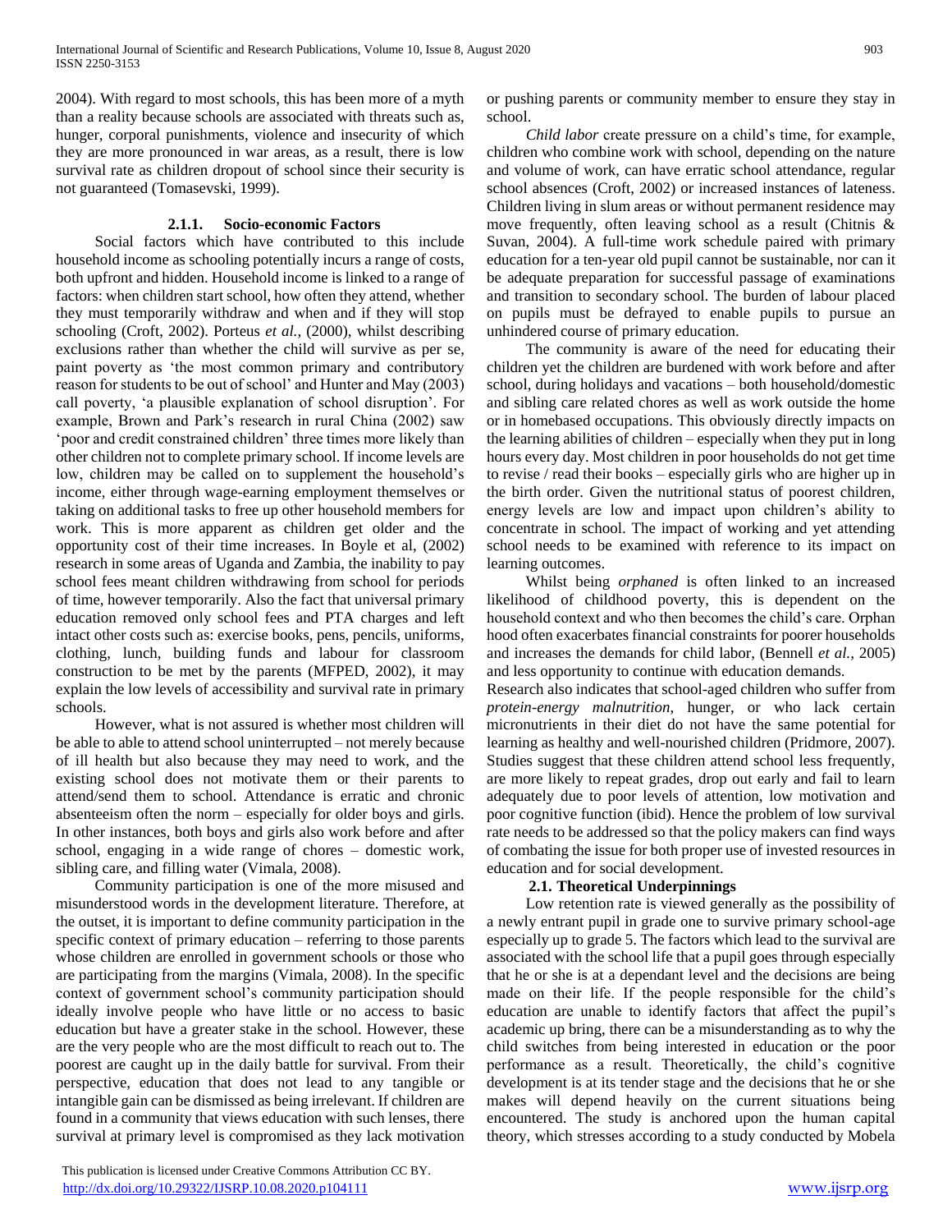2004). With regard to most schools, this has been more of a myth than a reality because schools are associated with threats such as, hunger, corporal punishments, violence and insecurity of which they are more pronounced in war areas, as a result, there is low survival rate as children dropout of school since their security is not guaranteed (Tomasevski, 1999).

#### 2.1.1. Socio-economic Factors

Social factors which have contributed to this include household income as schooling potentially incurs a range of costs, both upfront and hidden. Household income is linked to a range of factors: when children start school, how often they attend, whether they must temporarily withdraw and when and if they will stop schooling (Croft, 2002). Porteus *et al.,* (2000), whilst describing exclusions rather than whether the child will survive as per se, paint poverty as 'the most common primary and contributory reason for students to be out of school' and Hunter and May (2003) call poverty, 'a plausible explanation of school disruption'. For example, Brown and Park's research in rural China (2002) saw 'poor and credit constrained children' three times more likely than other children not to complete primary school. If income levels are low, children may be called on to supplement the household's income, either through wage-earning employment themselves or taking on additional tasks to free up other household members for work. This is more apparent as children get older and the opportunity cost of their time increases. In Boyle et al, (2002) research in some areas of Uganda and Zambia, the inability to pay school fees meant children withdrawing from school for periods of time, however temporarily. Also the fact that universal primary education removed only school fees and PTA charges and left intact other costs such as: exercise books, pens, pencils, uniforms, clothing, lunch, building funds and labour for classroom construction to be met by the parents (MFPED, 2002), it may explain the low levels of accessibility and survival rate in primary schools.

However, what is not assured is whether most children will be able to able to attend school uninterrupted – not merely because of ill health but also because they may need to work, and the existing school does not motivate them or their parents to attend/send them to school. Attendance is erratic and chronic absenteeism often the norm – especially for older boys and girls. In other instances, both boys and girls also work before and after school, engaging in a wide range of chores – domestic work, sibling care, and filling water (Vimala, 2008).

Community participation is one of the more misused and misunderstood words in the development literature. Therefore, at the outset, it is important to define community participation in the specific context of primary education – referring to those parents whose children are enrolled in government schools or those who are participating from the margins (Vimala, 2008). In the specific context of government school's community participation should ideally involve people who have little or no access to basic education but have a greater stake in the school. However, these are the very people who are the most difficult to reach out to. The poorest are caught up in the daily battle for survival. From their perspective, education that does not lead to any tangible or intangible gain can be dismissed as being irrelevant. If children are found in a community that views education with such lenses, there survival at primary level is compromised as they lack motivation or pushing parents or community member to ensure they stay in school.

*Child labor* create pressure on a child's time, for example, children who combine work with school, depending on the nature and volume of work, can have erratic school attendance, regular school absences (Croft, 2002) or increased instances of lateness. Children living in slum areas or without permanent residence may move frequently, often leaving school as a result (Chitnis & Suvan, 2004). A full-time work schedule paired with primary education for a ten-year old pupil cannot be sustainable, nor can it be adequate preparation for successful passage of examinations and transition to secondary school. The burden of labour placed on pupils must be defrayed to enable pupils to pursue an unhindered course of primary education.

The community is aware of the need for educating their children yet the children are burdened with work before and after school, during holidays and vacations – both household/domestic and sibling care related chores as well as work outside the home or in homebased occupations. This obviously directly impacts on the learning abilities of children – especially when they put in long hours every day. Most children in poor households do not get time to revise / read their books – especially girls who are higher up in the birth order. Given the nutritional status of poorest children, energy levels are low and impact upon children's ability to concentrate in school. The impact of working and yet attending school needs to be examined with reference to its impact on learning outcomes.

Whilst being *orphaned* is often linked to an increased likelihood of childhood poverty, this is dependent on the household context and who then becomes the child's care. Orphan hood often exacerbates financial constraints for poorer households and increases the demands for child labor, (Bennell *et al.,* 2005) and less opportunity to continue with education demands.

Research also indicates that school-aged children who suffer from *protein-energy malnutrition,* hunger, or who lack certain micronutrients in their diet do not have the same potential for learning as healthy and well-nourished children (Pridmore, 2007). Studies suggest that these children attend school less frequently, are more likely to repeat grades, drop out early and fail to learn adequately due to poor levels of attention, low motivation and poor cognitive function (ibid). Hence the problem of low survival rate needs to be addressed so that the policy makers can find ways of combating the issue for both proper use of invested resources in education and for social development.

### 2.1. Theoretical Underpinnings

Low retention rate is viewed generally as the possibility of a newly entrant pupil in grade one to survive primary school-age especially up to grade 5. The factors which lead to the survival are associated with the school life that a pupil goes through especially that he or she is at a dependant level and the decisions are being made on their life. If the people responsible for the child's education are unable to identify factors that affect the pupil's academic up bring, there can be a misunderstanding as to why the child switches from being interested in education or the poor performance as a result. Theoretically, the child's cognitive development is at its tender stage and the decisions that he or she makes will depend heavily on the current situations being encountered. The study is anchored upon the human capital theory, which stresses according to a study conducted by Mobela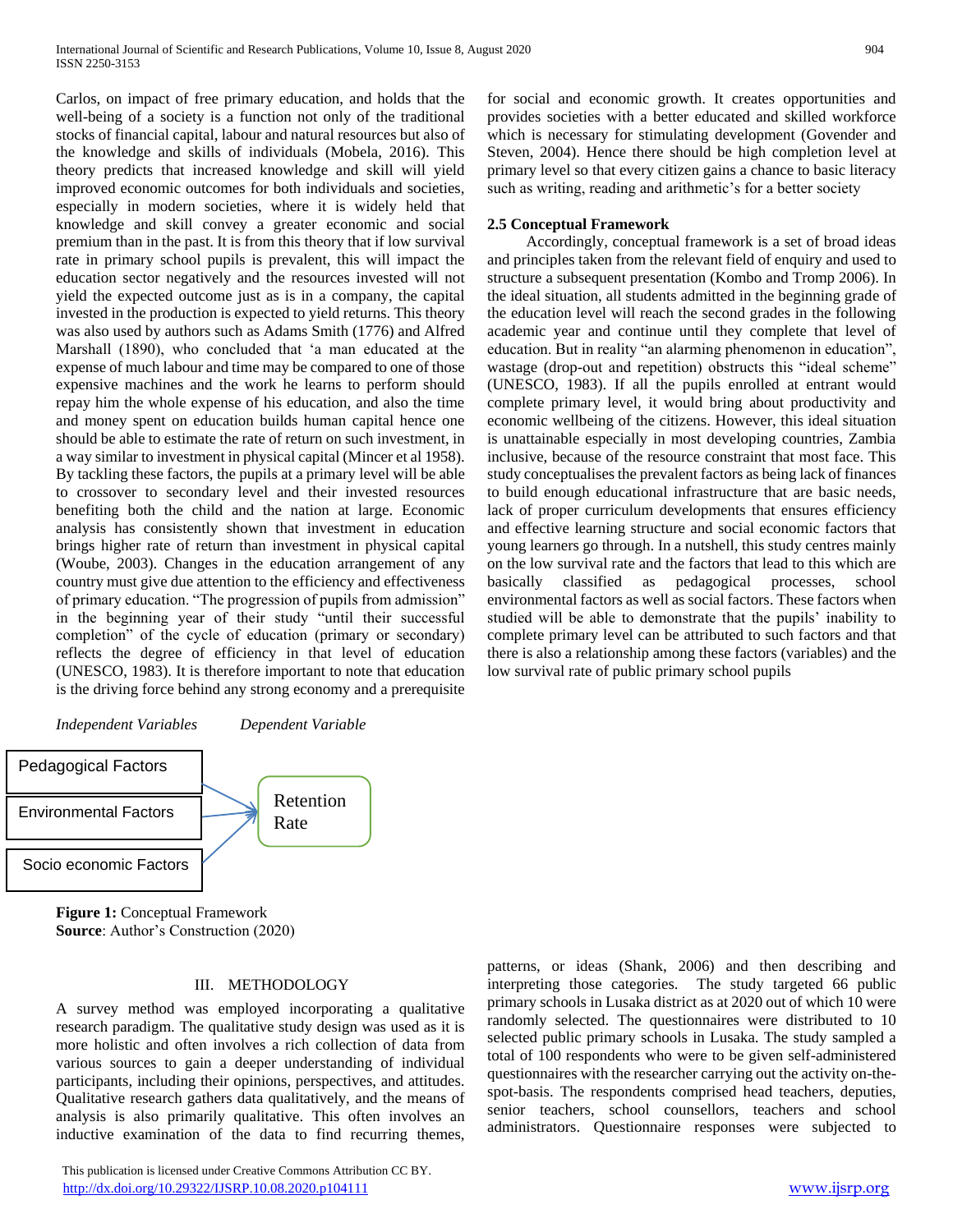Carlos, on impact of free primary education, and holds that the well-being of a society is a function not only of the traditional stocks of financial capital, labour and natural resources but also of the knowledge and skills of individuals (Mobela, 2016). This theory predicts that increased knowledge and skill will yield improved economic outcomes for both individuals and societies, especially in modern societies, where it is widely held that knowledge and skill convey a greater economic and social premium than in the past. It is from this theory that if low survival rate in primary school pupils is prevalent, this will impact the education sector negatively and the resources invested will not yield the expected outcome just as is in a company, the capital invested in the production is expected to yield returns. This theory was also used by authors such as Adams Smith (1776) and Alfred Marshall (1890), who concluded that 'a man educated at the expense of much labour and time may be compared to one of those expensive machines and the work he learns to perform should repay him the whole expense of his education, and also the time and money spent on education builds human capital hence one should be able to estimate the rate of return on such investment, in a way similar to investment in physical capital (Mincer et al 1958). By tackling these factors, the pupils at a primary level will be able to crossover to secondary level and their invested resources benefiting both the child and the nation at large. Economic analysis has consistently shown that investment in education brings higher rate of return than investment in physical capital (Woube, 2003). Changes in the education arrangement of any country must give due attention to the efficiency and effectiveness of primary education. "The progression of pupils from admission" in the beginning year of their study "until their successful completion" of the cycle of education (primary or secondary) reflects the degree of efficiency in that level of education (UNESCO, 1983). It is therefore important to note that education is the driving force behind any strong economy and a prerequisite for social and economic growth. It creates opportunities and provides societies with a better educated and skilled workforce which is necessary for stimulating development (Govender and Steven, 2004). Hence there should be high completion level at primary level so that every citizen gains a chance to basic literacy such as writing, reading and arithmetic's for a better society

### 2.5 Conceptual Framework

Accordingly, conceptual framework is a set of broad ideas and principles taken from the relevant field of enquiry and used to structure a subsequent presentation (Kombo and Tromp 2006). In the ideal situation, all students admitted in the beginning grade of the education level will reach the second grades in the following academic year and continue until they complete that level of education. But in reality "an alarming phenomenon in education", wastage (drop-out and repetition) obstructs this "ideal scheme" (UNESCO, 1983). If all the pupils enrolled at entrant would complete primary level, it would bring about productivity and economic wellbeing of the citizens. However, this ideal situation is unattainable especially in most developing countries, Zambia inclusive, because of the resource constraint that most face. This study conceptualises the prevalent factors as being lack of finances to build enough educational infrastructure that are basic needs, lack of proper curriculum developments that ensures efficiency and effective learning structure and social economic factors that young learners go through. In a nutshell, this study centres mainly on the low survival rate and the factors that lead to this which are basically classified as pedagogical processes, school environmental factors as well as social factors. These factors when studied will be able to demonstrate that the pupils' inability to complete primary level can be attributed to such factors and that there is also a relationship among these factors (variables) and the low survival rate of public primary school pupils

*Independent Variables* *Dependent Variable*

Pedagogical Factors

Environmental Factors

Socio economic Factors

Retention Rate

**Figure 1:** Conceptual Framework
**Source**: Author's Construction (2020)

## III. METHODOLOGY

A survey method was employed incorporating a qualitative research paradigm. The qualitative study design was used as it is more holistic and often involves a rich collection of data from various sources to gain a deeper understanding of individual participants, including their opinions, perspectives, and attitudes. Qualitative research gathers data qualitatively, and the means of analysis is also primarily qualitative. This often involves an inductive examination of the data to find recurring themes, patterns, or ideas (Shank, 2006) and then describing and interpreting those categories. The study targeted 66 public primary schools in Lusaka district as at 2020 out of which 10 were randomly selected. The questionnaires were distributed to 10 selected public primary schools in Lusaka. The study sampled a total of 100 respondents who were to be given self-administered questionnaires with the researcher carrying out the activity on-the-spot-basis. The respondents comprised head teachers, deputies, senior teachers, school counsellors, teachers and school administrators. Questionnaire responses were subjected to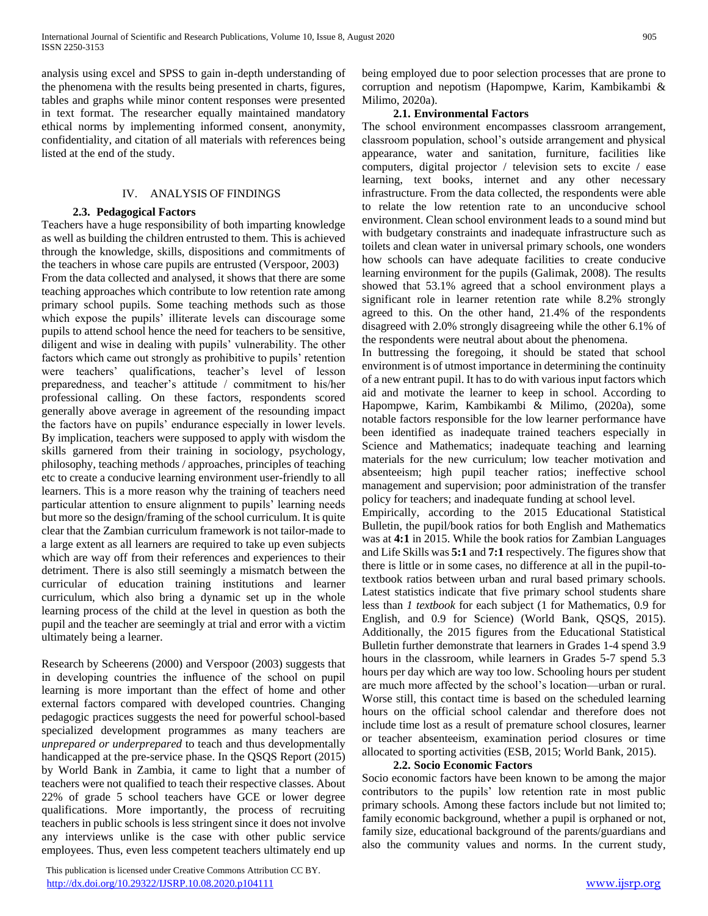analysis using excel and SPSS to gain in-depth understanding of the phenomena with the results being presented in charts, figures, tables and graphs while minor content responses were presented in text format. The researcher equally maintained mandatory ethical norms by implementing informed consent, anonymity, confidentiality, and citation of all materials with references being listed at the end of the study.

## IV. ANALYSIS OF FINDINGS

### 2.3. Pedagogical Factors

Teachers have a huge responsibility of both imparting knowledge as well as building the children entrusted to them. This is achieved through the knowledge, skills, dispositions and commitments of the teachers in whose care pupils are entrusted (Verspoor, 2003)

From the data collected and analysed, it shows that there are some teaching approaches which contribute to low retention rate among primary school pupils. Some teaching methods such as those which expose the pupils' illiterate levels can discourage some pupils to attend school hence the need for teachers to be sensitive, diligent and wise in dealing with pupils' vulnerability. The other factors which came out strongly as prohibitive to pupils' retention were teachers' qualifications, teacher's level of lesson preparedness, and teacher's attitude / commitment to his/her professional calling. On these factors, respondents scored generally above average in agreement of the resounding impact the factors have on pupils' endurance especially in lower levels. By implication, teachers were supposed to apply with wisdom the skills garnered from their training in sociology, psychology, philosophy, teaching methods / approaches, principles of teaching etc to create a conducive learning environment user-friendly to all learners. This is a more reason why the training of teachers need particular attention to ensure alignment to pupils' learning needs but more so the design/framing of the school curriculum. It is quite clear that the Zambian curriculum framework is not tailor-made to a large extent as all learners are required to take up even subjects which are way off from their references and experiences to their detriment. There is also still seemingly a mismatch between the curricular of education training institutions and learner curriculum, which also bring a dynamic set up in the whole learning process of the child at the level in question as both the pupil and the teacher are seemingly at trial and error with a victim ultimately being a learner.

Research by Scheerens (2000) and Verspoor (2003) suggests that in developing countries the influence of the school on pupil learning is more important than the effect of home and other external factors compared with developed countries. Changing pedagogic practices suggests the need for powerful school-based specialized development programmes as many teachers are *unprepared or underprepared* to teach and thus developmentally handicapped at the pre-service phase. In the QSQS Report (2015) by World Bank in Zambia, it came to light that a number of teachers were not qualified to teach their respective classes. About 22% of grade 5 school teachers have GCE or lower degree qualifications. More importantly, the process of recruiting teachers in public schools is less stringent since it does not involve any interviews unlike is the case with other public service employees. Thus, even less competent teachers ultimately end up being employed due to poor selection processes that are prone to corruption and nepotism (Hapompwe, Karim, Kambikambi & Milimo, 2020a).

### 2.1. Environmental Factors

The school environment encompasses classroom arrangement, classroom population, school's outside arrangement and physical appearance, water and sanitation, furniture, facilities like computers, digital projector / television sets to excite / ease learning, text books, internet and any other necessary infrastructure. From the data collected, the respondents were able to relate the low retention rate to an unconducive school environment. Clean school environment leads to a sound mind but with budgetary constraints and inadequate infrastructure such as toilets and clean water in universal primary schools, one wonders how schools can have adequate facilities to create conducive learning environment for the pupils (Galimak, 2008). The results showed that 53.1% agreed that a school environment plays a significant role in learner retention rate while 8.2% strongly agreed to this. On the other hand, 21.4% of the respondents disagreed with 2.0% strongly disagreeing while the other 6.1% of the respondents were neutral about about the phenomena.

In buttressing the foregoing, it should be stated that school environment is of utmost importance in determining the continuity of a new entrant pupil. It has to do with various input factors which aid and motivate the learner to keep in school. According to Hapompwe, Karim, Kambikambi & Milimo, (2020a), some notable factors responsible for the low learner performance have been identified as inadequate trained teachers especially in Science and Mathematics; inadequate teaching and learning materials for the new curriculum; low teacher motivation and absenteeism; high pupil teacher ratios; ineffective school management and supervision; poor administration of the transfer policy for teachers; and inadequate funding at school level.

Empirically, according to the 2015 Educational Statistical Bulletin, the pupil/book ratios for both English and Mathematics was at **4:1** in 2015. While the book ratios for Zambian Languages and Life Skills was **5:1** and **7:1** respectively. The figures show that there is little or in some cases, no difference at all in the pupil-to-textbook ratios between urban and rural based primary schools. Latest statistics indicate that five primary school students share less than *1 textbook* for each subject (1 for Mathematics, 0.9 for English, and 0.9 for Science) (World Bank, QSQS, 2015). Additionally, the 2015 figures from the Educational Statistical Bulletin further demonstrate that learners in Grades 1-4 spend 3.9 hours in the classroom, while learners in Grades 5-7 spend 5.3 hours per day which are way too low. Schooling hours per student are much more affected by the school's location—urban or rural. Worse still, this contact time is based on the scheduled learning hours on the official school calendar and therefore does not include time lost as a result of premature school closures, learner or teacher absenteeism, examination period closures or time allocated to sporting activities (ESB, 2015; World Bank, 2015).

### 2.2. Socio Economic Factors

Socio economic factors have been known to be among the major contributors to the pupils' low retention rate in most public primary schools. Among these factors include but not limited to; family economic background, whether a pupil is orphaned or not, family size, educational background of the parents/guardians and also the community values and norms. In the current study,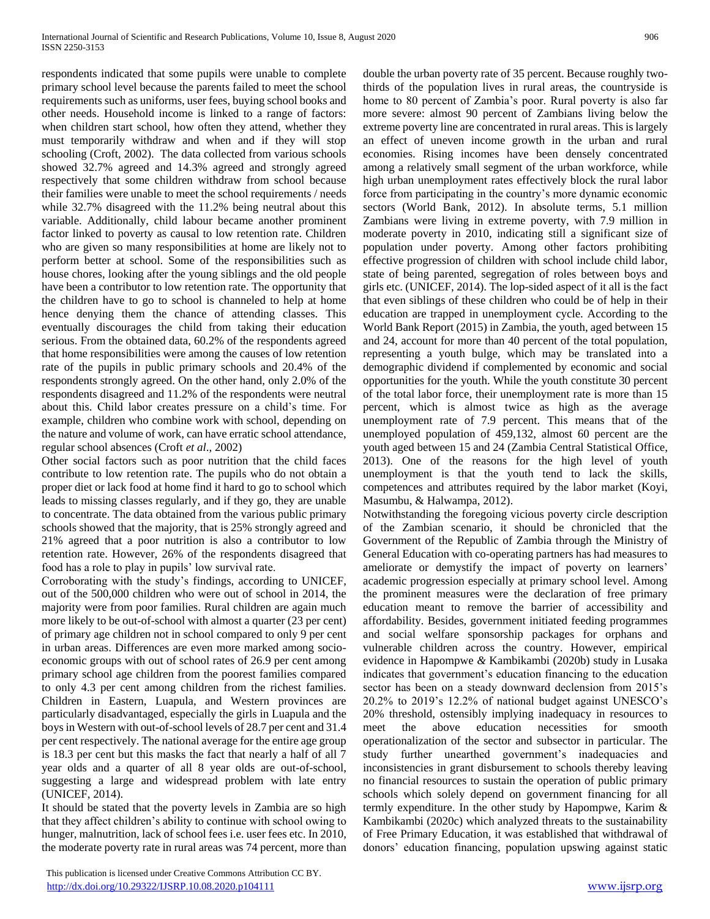respondents indicated that some pupils were unable to complete primary school level because the parents failed to meet the school requirements such as uniforms, user fees, buying school books and other needs. Household income is linked to a range of factors: when children start school, how often they attend, whether they must temporarily withdraw and when and if they will stop schooling (Croft, 2002). The data collected from various schools showed 32.7% agreed and 14.3% agreed and strongly agreed respectively that some children withdraw from school because their families were unable to meet the school requirements / needs while 32.7% disagreed with the 11.2% being neutral about this variable. Additionally, child labour became another prominent factor linked to poverty as causal to low retention rate. Children who are given so many responsibilities at home are likely not to perform better at school. Some of the responsibilities such as house chores, looking after the young siblings and the old people have been a contributor to low retention rate. The opportunity that the children have to go to school is channeled to help at home hence denying them the chance of attending classes. This eventually discourages the child from taking their education serious. From the obtained data, 60.2% of the respondents agreed that home responsibilities were among the causes of low retention rate of the pupils in public primary schools and 20.4% of the respondents strongly agreed. On the other hand, only 2.0% of the respondents disagreed and 11.2% of the respondents were neutral about this. Child labor creates pressure on a child's time. For example, children who combine work with school, depending on the nature and volume of work, can have erratic school attendance, regular school absences (Croft *et al*., 2002)

Other social factors such as poor nutrition that the child faces contribute to low retention rate. The pupils who do not obtain a proper diet or lack food at home find it hard to go to school which leads to missing classes regularly, and if they go, they are unable to concentrate. The data obtained from the various public primary schools showed that the majority, that is 25% strongly agreed and 21% agreed that a poor nutrition is also a contributor to low retention rate. However, 26% of the respondents disagreed that food has a role to play in pupils' low survival rate.

Corroborating with the study's findings, according to UNICEF, out of the 500,000 children who were out of school in 2014, the majority were from poor families. Rural children are again much more likely to be out-of-school with almost a quarter (23 per cent) of primary age children not in school compared to only 9 per cent in urban areas. Differences are even more marked among socio-economic groups with out of school rates of 26.9 per cent among primary school age children from the poorest families compared to only 4.3 per cent among children from the richest families. Children in Eastern, Luapula, and Western provinces are particularly disadvantaged, especially the girls in Luapula and the boys in Western with out-of-school levels of 28.7 per cent and 31.4 per cent respectively. The national average for the entire age group is 18.3 per cent but this masks the fact that nearly a half of all 7 year olds and a quarter of all 8 year olds are out-of-school, suggesting a large and widespread problem with late entry (UNICEF, 2014).

It should be stated that the poverty levels in Zambia are so high that they affect children's ability to continue with school owing to hunger, malnutrition, lack of school fees i.e. user fees etc. In 2010, the moderate poverty rate in rural areas was 74 percent, more than double the urban poverty rate of 35 percent. Because roughly two-thirds of the population lives in rural areas, the countryside is home to 80 percent of Zambia's poor. Rural poverty is also far more severe: almost 90 percent of Zambians living below the extreme poverty line are concentrated in rural areas. This is largely an effect of uneven income growth in the urban and rural economies. Rising incomes have been densely concentrated among a relatively small segment of the urban workforce, while high urban unemployment rates effectively block the rural labor force from participating in the country's more dynamic economic sectors (World Bank, 2012). In absolute terms, 5.1 million Zambians were living in extreme poverty, with 7.9 million in moderate poverty in 2010, indicating still a significant size of population under poverty. Among other factors prohibiting effective progression of children with school include child labor, state of being parented, segregation of roles between boys and girls etc. (UNICEF, 2014). The lop-sided aspect of it all is the fact that even siblings of these children who could be of help in their education are trapped in unemployment cycle. According to the World Bank Report (2015) in Zambia, the youth, aged between 15 and 24, account for more than 40 percent of the total population, representing a youth bulge, which may be translated into a demographic dividend if complemented by economic and social opportunities for the youth. While the youth constitute 30 percent of the total labor force, their unemployment rate is more than 15 percent, which is almost twice as high as the average unemployment rate of 7.9 percent. This means that of the unemployed population of 459,132, almost 60 percent are the youth aged between 15 and 24 (Zambia Central Statistical Office, 2013). One of the reasons for the high level of youth unemployment is that the youth tend to lack the skills, competences and attributes required by the labor market (Koyi, Masumbu, & Halwampa, 2012).

Notwithstanding the foregoing vicious poverty circle description of the Zambian scenario, it should be chronicled that the Government of the Republic of Zambia through the Ministry of General Education with co-operating partners has had measures to ameliorate or demystify the impact of poverty on learners' academic progression especially at primary school level. Among the prominent measures were the declaration of free primary education meant to remove the barrier of accessibility and affordability. Besides, government initiated feeding programmes and social welfare sponsorship packages for orphans and vulnerable children across the country. However, empirical evidence in Hapompwe *&* Kambikambi (2020b) study in Lusaka indicates that government's education financing to the education sector has been on a steady downward declension from 2015's 20.2% to 2019's 12.2% of national budget against UNESCO's 20% threshold, ostensibly implying inadequacy in resources to meet the above education necessities for smooth operationalization of the sector and subsector in particular. The study further unearthed government's inadequacies and inconsistencies in grant disbursement to schools thereby leaving no financial resources to sustain the operation of public primary schools which solely depend on government financing for all termly expenditure. In the other study by Hapompwe, Karim & Kambikambi (2020c) which analyzed threats to the sustainability of Free Primary Education, it was established that withdrawal of donors' education financing, population upswing against static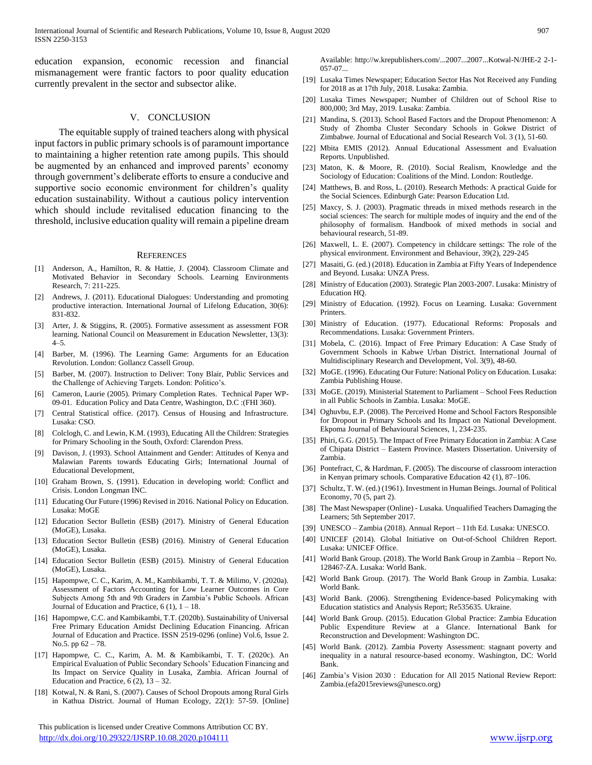education expansion, economic recession and financial mismanagement were frantic factors to poor quality education currently prevalent in the sector and subsector alike.

## V. CONCLUSION

The equitable supply of trained teachers along with physical input factors in public primary schools is of paramount importance to maintaining a higher retention rate among pupils. This should be augmented by an enhanced and improved parents' economy through government's deliberate efforts to ensure a conducive and supportive socio economic environment for children's quality education sustainability. Without a cautious policy intervention which should include revitalised education financing to the threshold, inclusive education quality will remain a pipeline dream

## REFERENCES

[1] Anderson, A., Hamilton, R. & Hattie, J. (2004). Classroom Climate and Motivated Behavior in Secondary Schools. Learning Environments Research, 7: 211-225.

[2] Andrews, J. (2011). Educational Dialogues: Understanding and promoting productive interaction. International Journal of Lifelong Education, 30(6): 831-832.

[3] Arter, J. & Stiggins, R. (2005). Formative assessment as assessment FOR learning. National Council on Measurement in Education Newsletter, 13(3): 4–5.

[4] Barber, M. (1996). The Learning Game: Arguments for an Education Revolution. London: Gollancz Cassell Group.

[5] Barber, M. (2007). Instruction to Deliver: Tony Blair, Public Services and the Challenge of Achieving Targets. London: Politico's.

[6] Cameron, Laurie (2005). Primary Completion Rates. Technical Paper WP-09-01. Education Policy and Data Centre, Washington, D.C :(FHI 360).

[7] Central Statistical office. (2017). Census of Housing and Infrastructure. Lusaka: CSO.

[8] Colclogh, C. and Lewin, K.M. (1993), Educating All the Children: Strategies for Primary Schooling in the South, Oxford: Clarendon Press.

[9] Davison, J. (1993). School Attainment and Gender: Attitudes of Kenya and Malawian Parents towards Educating Girls; International Journal of Educational Development,

[10] Graham Brown, S. (1991). Education in developing world: Conflict and Crisis. London Longman INC.

[11] Educating Our Future (1996) Revised in 2016. National Policy on Education. Lusaka: MoGE

[12] Education Sector Bulletin (ESB) (2017). Ministry of General Education (MoGE), Lusaka.

[13] Education Sector Bulletin (ESB) (2016). Ministry of General Education (MoGE), Lusaka.

[14] Education Sector Bulletin (ESB) (2015). Ministry of General Education (MoGE), Lusaka.

[15] Hapompwe, C. C., Karim, A. M., Kambikambi, T. T. & Milimo, V. (2020a). Assessment of Factors Accounting for Low Learner Outcomes in Core Subjects Among 5th and 9th Graders in Zambia's Public Schools. African Journal of Education and Practice, 6 (1), 1 – 18.

[16] Hapompwe, C.C. and Kambikambi, T.T. (2020b). Sustainability of Universal Free Primary Education Amidst Declining Education Financing. African Journal of Education and Practice. ISSN 2519-0296 (online) Vol.6, Issue 2. No.5. pp 62 – 78.

[17] Hapompwe, C. C., Karim, A. M. & Kambikambi, T. T. (2020c). An Empirical Evaluation of Public Secondary Schools' Education Financing and Its Impact on Service Quality in Lusaka, Zambia. African Journal of Education and Practice, 6 (2), 13 – 32.

[18] Kotwal, N. & Rani, S. (2007). Causes of School Dropouts among Rural Girls in Kathua District. Journal of Human Ecology, 22(1): 57-59. [Online] Available: http://w.krepublishers.com/...2007...2007...Kotwal-N/JHE-2 2-1-057-07...

[19] Lusaka Times Newspaper; Education Sector Has Not Received any Funding for 2018 as at 17th July, 2018. Lusaka: Zambia.

[20] Lusaka Times Newspaper; Number of Children out of School Rise to 800,000; 3rd May, 2019. Lusaka: Zambia.

[21] Mandina, S. (2013). School Based Factors and the Dropout Phenomenon: A Study of Zhomba Cluster Secondary Schools in Gokwe District of Zimbabwe. Journal of Educational and Social Research Vol. 3 (1), 51-60.

[22] Mbita EMIS (2012). Annual Educational Assessment and Evaluation Reports. Unpublished.

[23] Maton, K. & Moore, R. (2010). Social Realism, Knowledge and the Sociology of Education: Coalitions of the Mind. London: Routledge.

[24] Matthews, B. and Ross, L. (2010). Research Methods: A practical Guide for the Social Sciences. Edinburgh Gate: Pearson Education Ltd.

[25] Maxcy, S. J. (2003). Pragmatic threads in mixed methods research in the social sciences: The search for multiple modes of inquiry and the end of the philosophy of formalism. Handbook of mixed methods in social and behavioural research, 51-89.

[26] Maxwell, L. E. (2007). Competency in childcare settings: The role of the physical environment. Environment and Behaviour, 39(2), 229-245

[27] Masaiti, G. (ed.) (2018). Education in Zambia at Fifty Years of Independence and Beyond. Lusaka: UNZA Press.

[28] Ministry of Education (2003). Strategic Plan 2003-2007. Lusaka: Ministry of Education HQ.

[29] Ministry of Education. (1992). Focus on Learning. Lusaka: Government Printers.

[30] Ministry of Education. (1977). Educational Reforms: Proposals and Recommendations. Lusaka: Government Printers.

[31] Mobela, C. (2016). Impact of Free Primary Education: A Case Study of Government Schools in Kabwe Urban District. International Journal of Multidisciplinary Research and Development, Vol. 3(9), 48-60.

[32] MoGE. (1996). Educating Our Future: National Policy on Education. Lusaka: Zambia Publishing House.

[33] MoGE. (2019). Ministerial Statement to Parliament – School Fees Reduction in all Public Schools in Zambia. Lusaka: MoGE.

[34] Oghuvbu, E.P. (2008). The Perceived Home and School Factors Responsible for Dropout in Primary Schools and Its Impact on National Development. Ekpoma Journal of Behavioural Sciences, 1, 234-235.

[35] Phiri, G.G. (2015). The Impact of Free Primary Education in Zambia: A Case of Chipata District – Eastern Province. Masters Dissertation. University of Zambia.

[36] Pontefract, C, & Hardman, F. (2005). The discourse of classroom interaction in Kenyan primary schools. Comparative Education 42 (1), 87–106.

[37] Schultz, T. W. (ed.) (1961). Investment in Human Beings. Journal of Political Economy, 70 (5, part 2).

[38] The Mast Newspaper (Online) - Lusaka. Unqualified Teachers Damaging the Learners; 5th September 2017.

[39] UNESCO – Zambia (2018). Annual Report – 11th Ed. Lusaka: UNESCO.

[40] UNICEF (2014). Global Initiative on Out-of-School Children Report. Lusaka: UNICEF Office.

[41] World Bank Group. (2018). The World Bank Group in Zambia – Report No. 128467-ZA. Lusaka: World Bank.

[42] World Bank Group. (2017). The World Bank Group in Zambia. Lusaka: World Bank.

[43] World Bank. (2006). Strengthening Evidence-based Policymaking with Education statistics and Analysis Report; Re535635. Ukraine.

[44] World Bank Group. (2015). Education Global Practice: Zambia Education Public Expenditure Review at a Glance. International Bank for Reconstruction and Development: Washington DC.

[45] World Bank. (2012). Zambia Poverty Assessment: stagnant poverty and inequality in a natural resource-based economy. Washington, DC: World Bank.

[46] Zambia's Vision 2030 : Education for All 2015 National Review Report: Zambia.(efa2015reviews@unesco.org)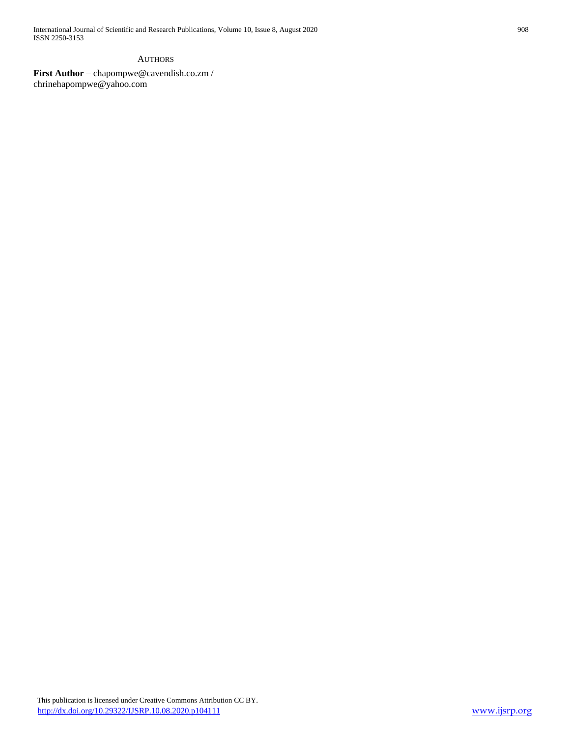## AUTHORS

**First Author** – chapompwe@cavendish.co.zm / chrinehapompwe@yahoo.com